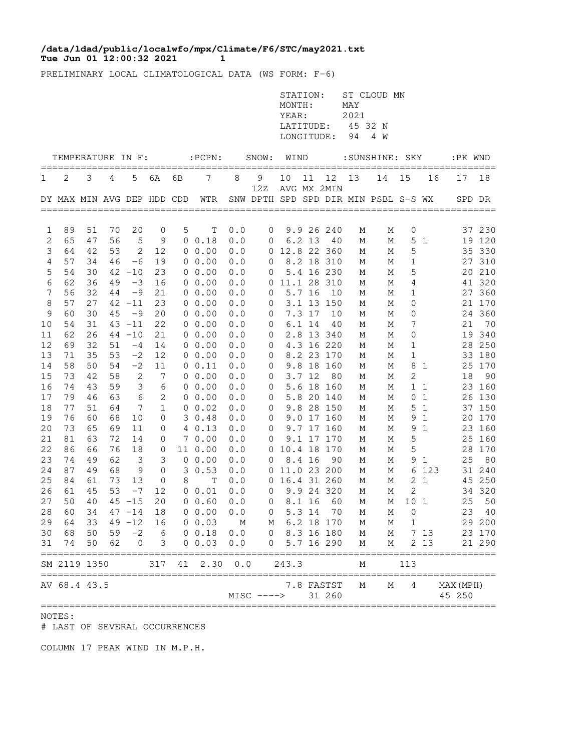**/data/ldad/public/localwfo/mpx/Climate/F6/STC/may2021.txt**
**Tue Jun 01 12:00:32 2021 1**

PRELIMINARY LOCAL CLIMATOLOGICAL DATA (WS FORM: F-6)

STATION: ST CLOUD MN
MONTH: MAY
YEAR: 2021
LATITUDE: 45 32 N
LONGITUDE: 94 4 W

| TEMPERATURE IN F: | | | | | | | :PCPN: | SNOW: | | WIND | | | :SUNSHINE: | | SKY | | :PK WND | |
|---|---|---|---|---|---|---|---|---|---|---|---|---|---|---|---|---|---|---|
| 1 | 2 | 3 | 4 | 5 | 6A | 6B | 7 | 8 | 9 12Z | 10 | 11 | 12 | 13 | 14 | 15 | 16 | 17 | 18 |
| DY | MAX | MIN | AVG | DEP | HDD | CDD | WTR | SNW | DPTH | AVG SPD | MX SPD | 2MIN DIR | MIN | PSBL | S-S | WX | SPD | DR |
| 1 | 89 | 51 | 70 | 20 | 0 | 5 | T | 0.0 | 0 | 9.9 | 26 | 240 | M | M | 0 | | 37 | 230 |
| 2 | 65 | 47 | 56 | 5 | 9 | 0 | 0.18 | 0.0 | 0 | 6.2 | 13 | 40 | M | M | 5 | 1 | 19 | 120 |
| 3 | 64 | 42 | 53 | 2 | 12 | 0 | 0.00 | 0.0 | 0 | 12.8 | 22 | 360 | M | M | 5 | | 35 | 330 |
| 4 | 57 | 34 | 46 | -6 | 19 | 0 | 0.00 | 0.0 | 0 | 8.2 | 18 | 310 | M | M | 1 | | 27 | 310 |
| 5 | 54 | 30 | 42 | -10 | 23 | 0 | 0.00 | 0.0 | 0 | 5.4 | 16 | 230 | M | M | 5 | | 20 | 210 |
| 6 | 62 | 36 | 49 | -3 | 16 | 0 | 0.00 | 0.0 | 0 | 11.1 | 28 | 310 | M | M | 4 | | 41 | 320 |
| 7 | 56 | 32 | 44 | -9 | 21 | 0 | 0.00 | 0.0 | 0 | 5.7 | 16 | 10 | M | M | 1 | | 27 | 360 |
| 8 | 57 | 27 | 42 | -11 | 23 | 0 | 0.00 | 0.0 | 0 | 3.1 | 13 | 150 | M | M | 0 | | 21 | 170 |
| 9 | 60 | 30 | 45 | -9 | 20 | 0 | 0.00 | 0.0 | 0 | 7.3 | 17 | 10 | M | M | 0 | | 24 | 360 |
| 10 | 54 | 31 | 43 | -11 | 22 | 0 | 0.00 | 0.0 | 0 | 6.1 | 14 | 40 | M | M | 7 | | 21 | 70 |
| 11 | 62 | 26 | 44 | -10 | 21 | 0 | 0.00 | 0.0 | 0 | 2.8 | 13 | 340 | M | M | 0 | | 19 | 340 |
| 12 | 69 | 32 | 51 | -4 | 14 | 0 | 0.00 | 0.0 | 0 | 4.3 | 16 | 220 | M | M | 1 | | 28 | 250 |
| 13 | 71 | 35 | 53 | -2 | 12 | 0 | 0.00 | 0.0 | 0 | 8.2 | 23 | 170 | M | M | 1 | | 33 | 180 |
| 14 | 58 | 50 | 54 | -2 | 11 | 0 | 0.11 | 0.0 | 0 | 9.8 | 18 | 160 | M | M | 8 | 1 | 25 | 170 |
| 15 | 73 | 42 | 58 | 2 | 7 | 0 | 0.00 | 0.0 | 0 | 3.7 | 12 | 80 | M | M | 2 | | 18 | 90 |
| 16 | 74 | 43 | 59 | 3 | 6 | 0 | 0.00 | 0.0 | 0 | 5.6 | 18 | 160 | M | M | 1 | 1 | 23 | 160 |
| 17 | 79 | 46 | 63 | 6 | 2 | 0 | 0.00 | 0.0 | 0 | 5.8 | 20 | 140 | M | M | 0 | 1 | 26 | 130 |
| 18 | 77 | 51 | 64 | 7 | 1 | 0 | 0.02 | 0.0 | 0 | 9.8 | 28 | 150 | M | M | 5 | 1 | 37 | 150 |
| 19 | 76 | 60 | 68 | 10 | 0 | 3 | 0.48 | 0.0 | 0 | 9.0 | 17 | 160 | M | M | 9 | 1 | 20 | 170 |
| 20 | 73 | 65 | 69 | 11 | 0 | 4 | 0.13 | 0.0 | 0 | 9.7 | 17 | 160 | M | M | 9 | 1 | 23 | 160 |
| 21 | 81 | 63 | 72 | 14 | 0 | 7 | 0.00 | 0.0 | 0 | 9.1 | 17 | 170 | M | M | 5 | | 25 | 160 |
| 22 | 86 | 66 | 76 | 18 | 0 | 11 | 0.00 | 0.0 | 0 | 10.4 | 18 | 170 | M | M | 5 | | 28 | 170 |
| 23 | 74 | 49 | 62 | 3 | 3 | 0 | 0.00 | 0.0 | 0 | 8.4 | 16 | 90 | M | M | 9 | 1 | 25 | 80 |
| 24 | 87 | 49 | 68 | 9 | 0 | 3 | 0.53 | 0.0 | 0 | 11.0 | 23 | 200 | M | M | 6 | 123 | 31 | 240 |
| 25 | 84 | 61 | 73 | 13 | 0 | 8 | T | 0.0 | 0 | 16.4 | 31 | 260 | M | M | 2 | 1 | 45 | 250 |
| 26 | 61 | 45 | 53 | -7 | 12 | 0 | 0.01 | 0.0 | 0 | 9.9 | 24 | 320 | M | M | 2 | | 34 | 320 |
| 27 | 50 | 40 | 45 | -15 | 20 | 0 | 0.60 | 0.0 | 0 | 8.1 | 16 | 60 | M | M | 10 | 1 | 25 | 50 |
| 28 | 60 | 34 | 47 | -14 | 18 | 0 | 0.00 | 0.0 | 0 | 5.3 | 14 | 70 | M | M | 0 | | 23 | 40 |
| 29 | 64 | 33 | 49 | -12 | 16 | 0 | 0.03 | M | M | 6.2 | 18 | 170 | M | M | 1 | | 29 | 200 |
| 30 | 68 | 50 | 59 | -2 | 6 | 0 | 0.18 | 0.0 | 0 | 8.3 | 16 | 180 | M | M | 7 | 13 | 23 | 170 |
| 31 | 74 | 50 | 62 | 0 | 3 | 0 | 0.03 | 0.0 | 0 | 5.7 | 16 | 290 | M | M | 2 | 13 | 21 | 290 |
| SM | 2119 | 1350 | | | 317 | 41 | 2.30 | 0.0 | | 243.3 | | | M | | 113 | | | |
| AV | 68.4 | 43.5 | | | | | | | | 7.8 | FASTST | | M | M | 4 | | MAX(MPH) | |
| | | | | | | | | MISC ----> | | | 31 | 260 | | | | | 45 | 250 |

NOTES:
# LAST OF SEVERAL OCCURRENCES

COLUMN 17 PEAK WIND IN M.P.H.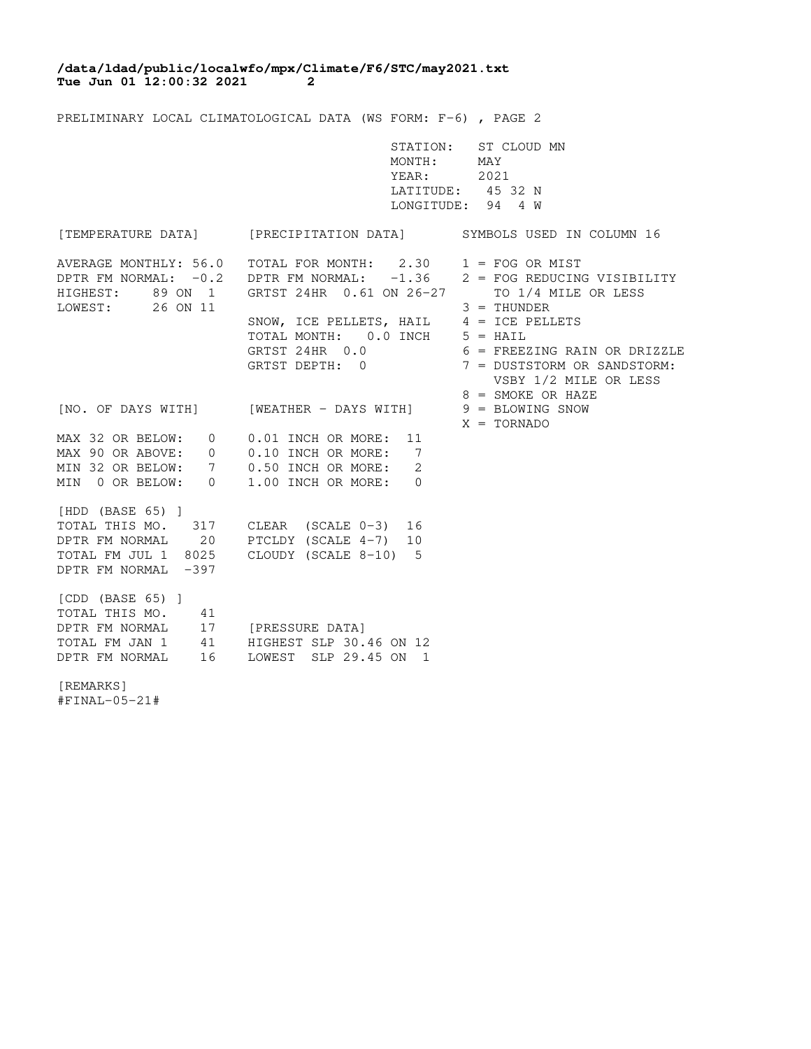**/data/ldad/public/localwfo/mpx/Climate/F6/STC/may2021.txt**
**Tue Jun 01 12:00:32 2021**

PRELIMINARY LOCAL CLIMATOLOGICAL DATA (WS FORM: F-6) , PAGE 2

STATION: ST CLOUD MN
MONTH: MAY
YEAR: 2021
LATITUDE: 45 32 N
LONGITUDE: 94 4 W

```
[TEMPERATURE DATA]      [PRECIPITATION DATA]       SYMBOLS USED IN COLUMN 16

AVERAGE MONTHLY: 56.0   TOTAL FOR MONTH:   2.30    1 = FOG OR MIST
DPTR FM NORMAL:  -0.2   DPTR FM NORMAL:   -1.36    2 = FOG REDUCING VISIBILITY
HIGHEST:    89 ON  1    GRTST 24HR  0.61 ON 26-27      TO 1/4 MILE OR LESS
LOWEST:     26 ON 11                               3 = THUNDER
                        SNOW, ICE PELLETS, HAIL    4 = ICE PELLETS
                        TOTAL MONTH:   0.0 INCH    5 = HAIL
                        GRTST 24HR  0.0            6 = FREEZING RAIN OR DRIZZLE
                        GRTST DEPTH:  0            7 = DUSTSTORM OR SANDSTORM:
                                                       VSBY 1/2 MILE OR LESS
                                                   8 = SMOKE OR HAZE
[NO. OF DAYS WITH]      [WEATHER - DAYS WITH]      9 = BLOWING SNOW
                                                   X = TORNADO
MAX 32 OR BELOW:   0    0.01 INCH OR MORE:  11
MAX 90 OR ABOVE:   0    0.10 INCH OR MORE:   7
MIN 32 OR BELOW:   7    0.50 INCH OR MORE:   2
MIN  0 OR BELOW:   0    1.00 INCH OR MORE:   0

[HDD (BASE 65) ]
TOTAL THIS MO.   317    CLEAR  (SCALE 0-3)  16
DPTR FM NORMAL    20    PTCLDY (SCALE 4-7)  10
TOTAL FM JUL 1  8025    CLOUDY (SCALE 8-10)  5
DPTR FM NORMAL  -397

[CDD (BASE 65) ]
TOTAL THIS MO.    41
DPTR FM NORMAL    17    [PRESSURE DATA]
TOTAL FM JAN 1    41    HIGHEST SLP 30.46 ON 12
DPTR FM NORMAL    16    LOWEST  SLP 29.45 ON  1

[REMARKS]
#FINAL-05-21#
```